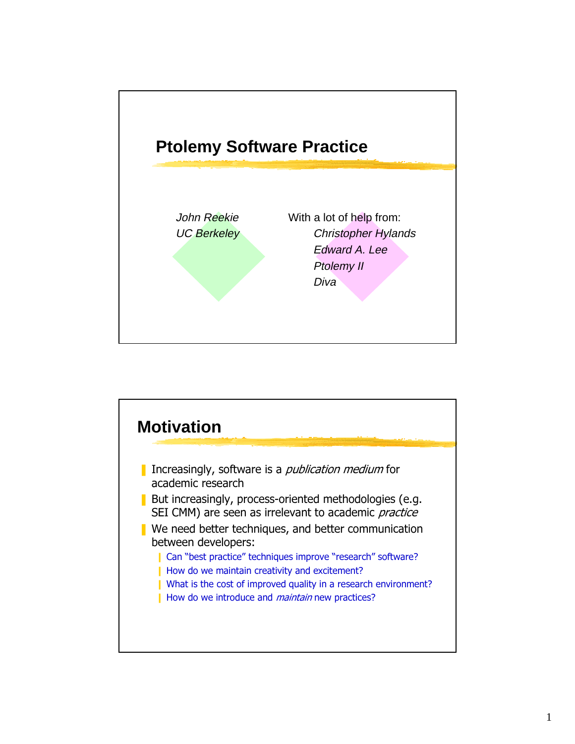# Ptolemy Software Practice

*John Reekie*
*UC Berkeley*

With a lot of help from:

*Christopher Hylands*
*Edward A. Lee*
*Ptolemy II*
*Diva*

## Motivation

- Increasingly, software is a *publication medium* for academic research
- But increasingly, process-oriented methodologies (e.g. SEI CMM) are seen as irrelevant to academic *practice*
- We need better techniques, and better communication between developers:
  - Can “best practice” techniques improve “research” software?
  - How do we maintain creativity and excitement?
  - What is the cost of improved quality in a research environment?
  - How do we introduce and *maintain* new practices?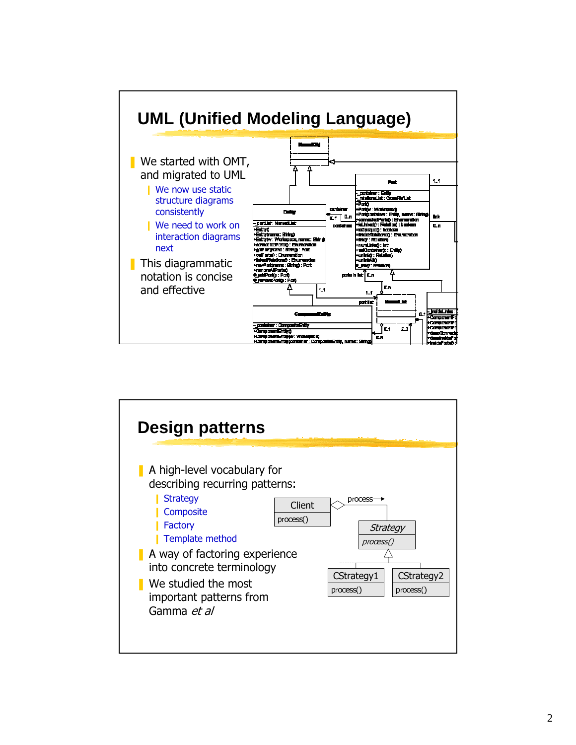## UML (Unified Modeling Language)

- We started with OMT, and migrated to UML
  - We now use static structure diagrams consistently
  - We need to work on interaction diagrams next
- This diagrammatic notation is concise and effective

## Design patterns

- A high-level vocabulary for describing recurring patterns:
  - Strategy
  - Composite
  - Factory
  - Template method
- A way of factoring experience into concrete terminology
- We studied the most important patterns from Gamma *et al*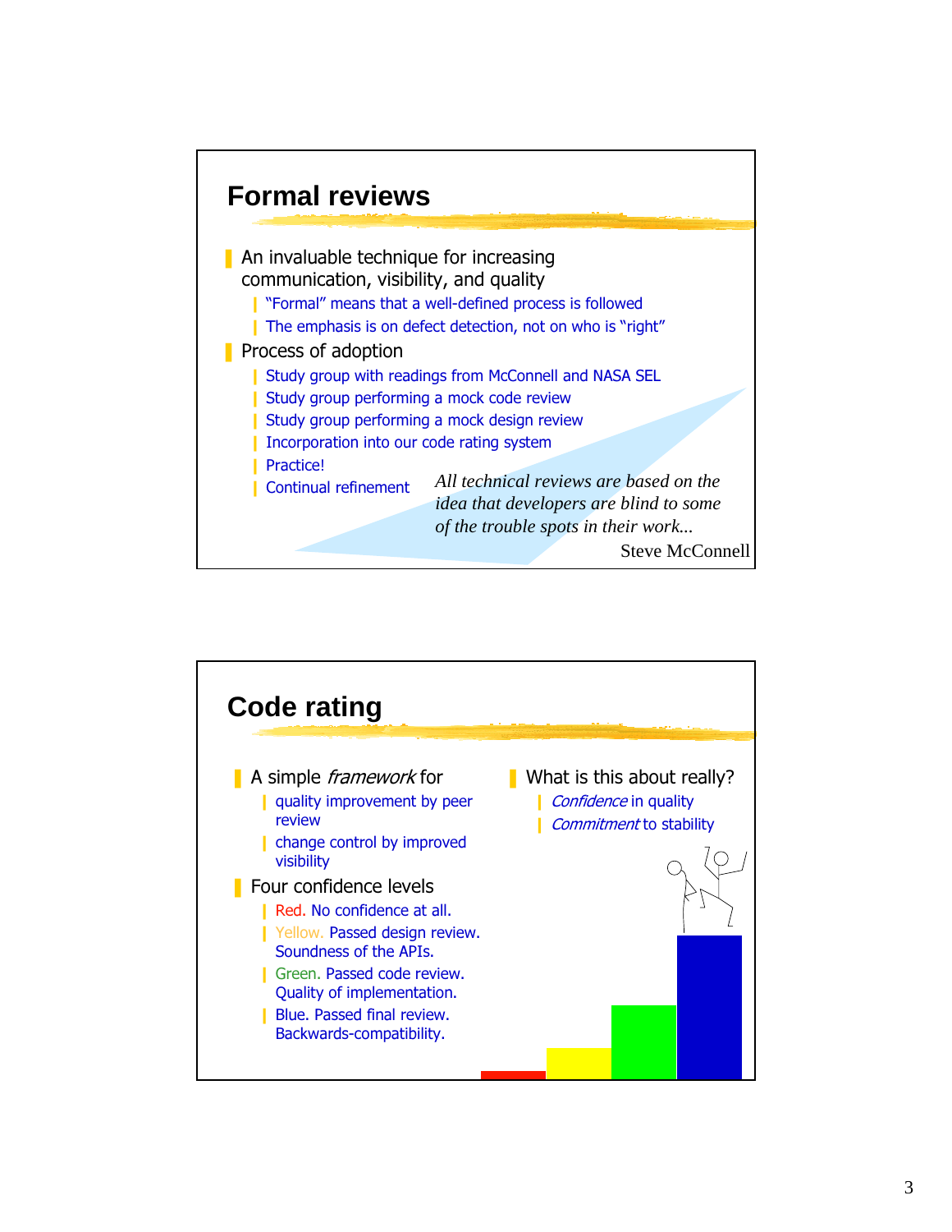## Formal reviews

- An invaluable technique for increasing communication, visibility, and quality
  - "Formal" means that a well-defined process is followed
  - The emphasis is on defect detection, not on who is "right"
- Process of adoption
  - Study group with readings from McConnell and NASA SEL
  - Study group performing a mock code review
  - Study group performing a mock design review
  - Incorporation into our code rating system
  - Practice!
  - Continual refinement

*All technical reviews are based on the idea that developers are blind to some of the trouble spots in their work...*

Steve McConnell

## Code rating

- A simple *framework* for
  - quality improvement by peer review
  - change control by improved visibility
- Four confidence levels
  - Red. No confidence at all.
  - Yellow. Passed design review. Soundness of the APIs.
  - Green. Passed code review. Quality of implementation.
  - Blue. Passed final review. Backwards-compatibility.
- What is this about really?
  - *Confidence* in quality
  - *Commitment* to stability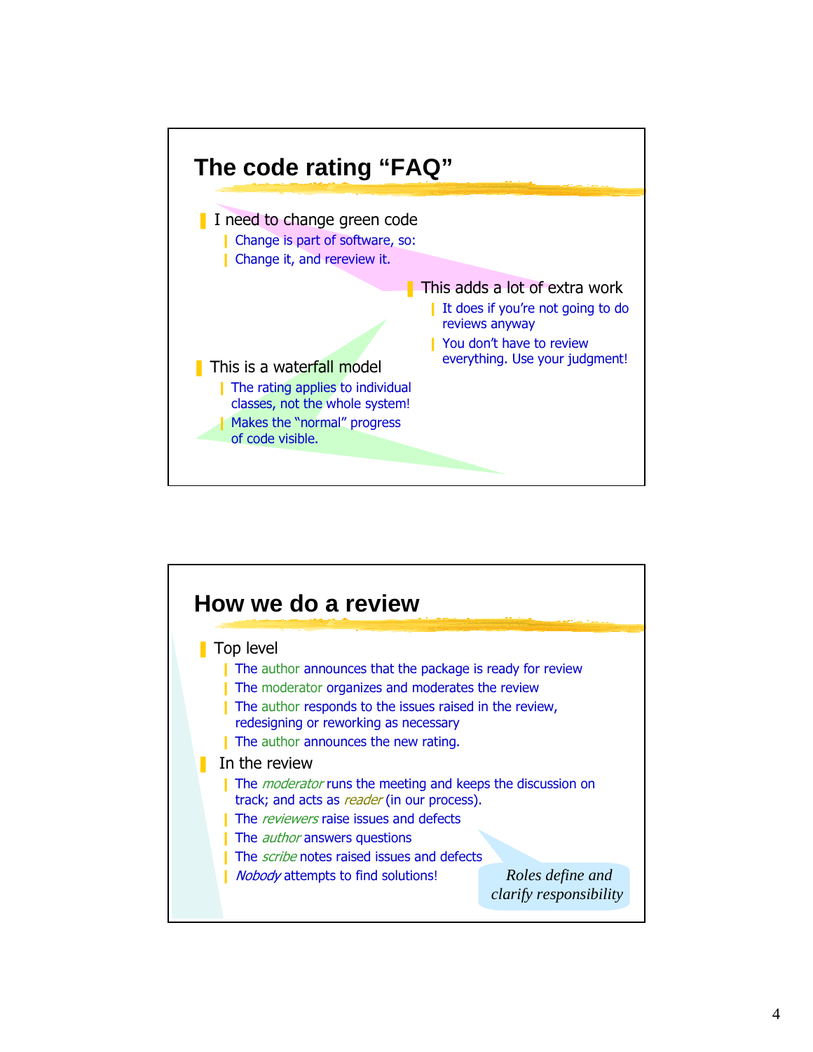## The code rating "FAQ"

- I need to change green code
  - Change is part of software, so:
  - Change it, and rereview it.
- This adds a lot of extra work
  - It does if you're not going to do reviews anyway
  - You don't have to review everything. Use your judgment!
- This is a waterfall model
  - The rating applies to individual classes, not the whole system!
  - Makes the "normal" progress of code visible.

## How we do a review

- Top level
  - The author announces that the package is ready for review
  - The moderator organizes and moderates the review
  - The author responds to the issues raised in the review, redesigning or reworking as necessary
  - The author announces the new rating.
- In the review
  - The *moderator* runs the meeting and keeps the discussion on track; and acts as *reader* (in our process).
  - The *reviewers* raise issues and defects
  - The *author* answers questions
  - The *scribe* notes raised issues and defects
  - *Nobody* attempts to find solutions!

*Roles define and clarify responsibility*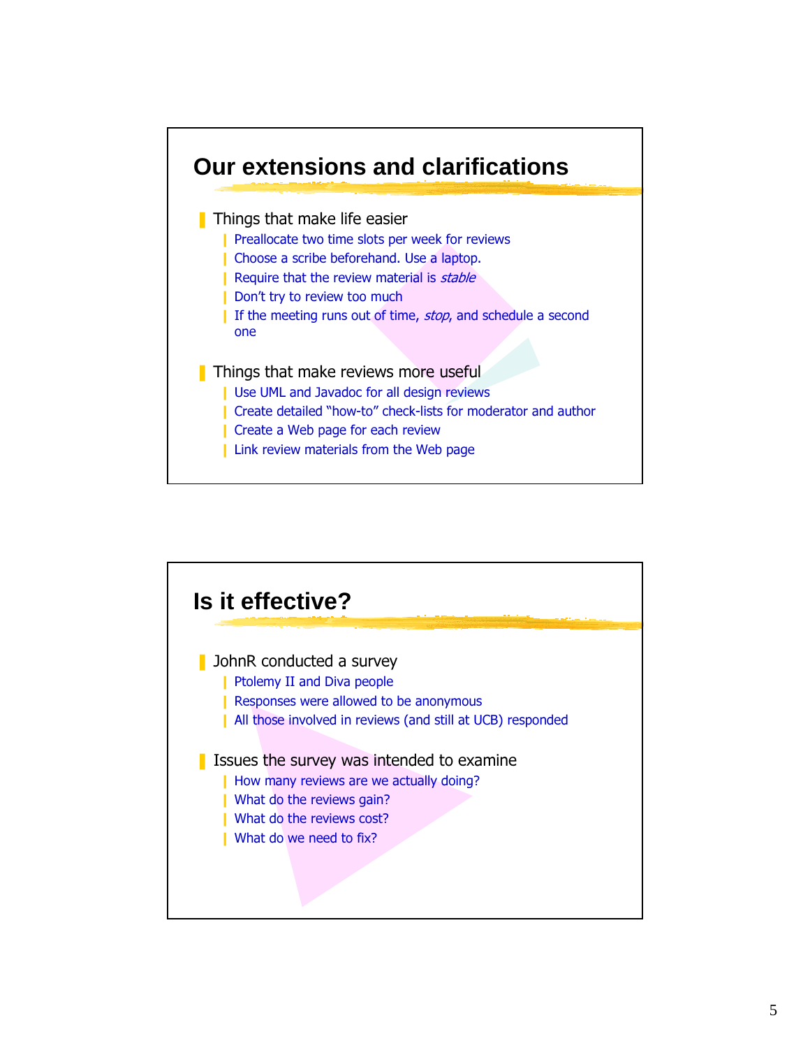## Our extensions and clarifications

- Things that make life easier
  - Preallocate two time slots per week for reviews
  - Choose a scribe beforehand. Use a laptop.
  - Require that the review material is *stable*
  - Don't try to review too much
  - If the meeting runs out of time, *stop*, and schedule a second one
- Things that make reviews more useful
  - Use UML and Javadoc for all design reviews
  - Create detailed "how-to" check-lists for moderator and author
  - Create a Web page for each review
  - Link review materials from the Web page

## Is it effective?

- JohnR conducted a survey
  - Ptolemy II and Diva people
  - Responses were allowed to be anonymous
  - All those involved in reviews (and still at UCB) responded
- Issues the survey was intended to examine
  - How many reviews are we actually doing?
  - What do the reviews gain?
  - What do the reviews cost?
  - What do we need to fix?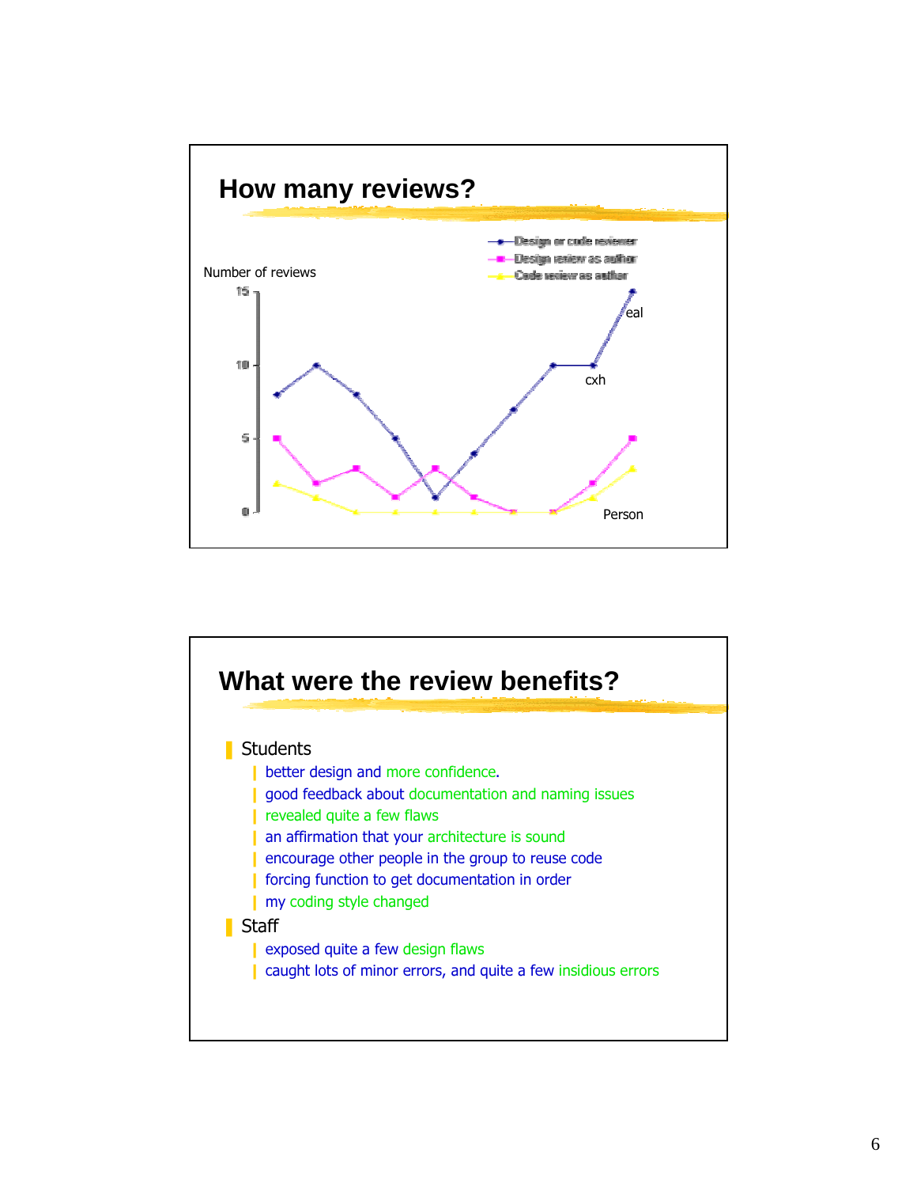# How many reviews?

Number of reviews

- Design or code reviewer
- Design review as author
- Code review as author

eal

cxh

Person

# What were the review benefits?

- Students
  - better design and more confidence.
  - good feedback about documentation and naming issues
  - revealed quite a few flaws
  - an affirmation that your architecture is sound
  - encourage other people in the group to reuse code
  - forcing function to get documentation in order
  - my coding style changed
- Staff
  - exposed quite a few design flaws
  - caught lots of minor errors, and quite a few insidious errors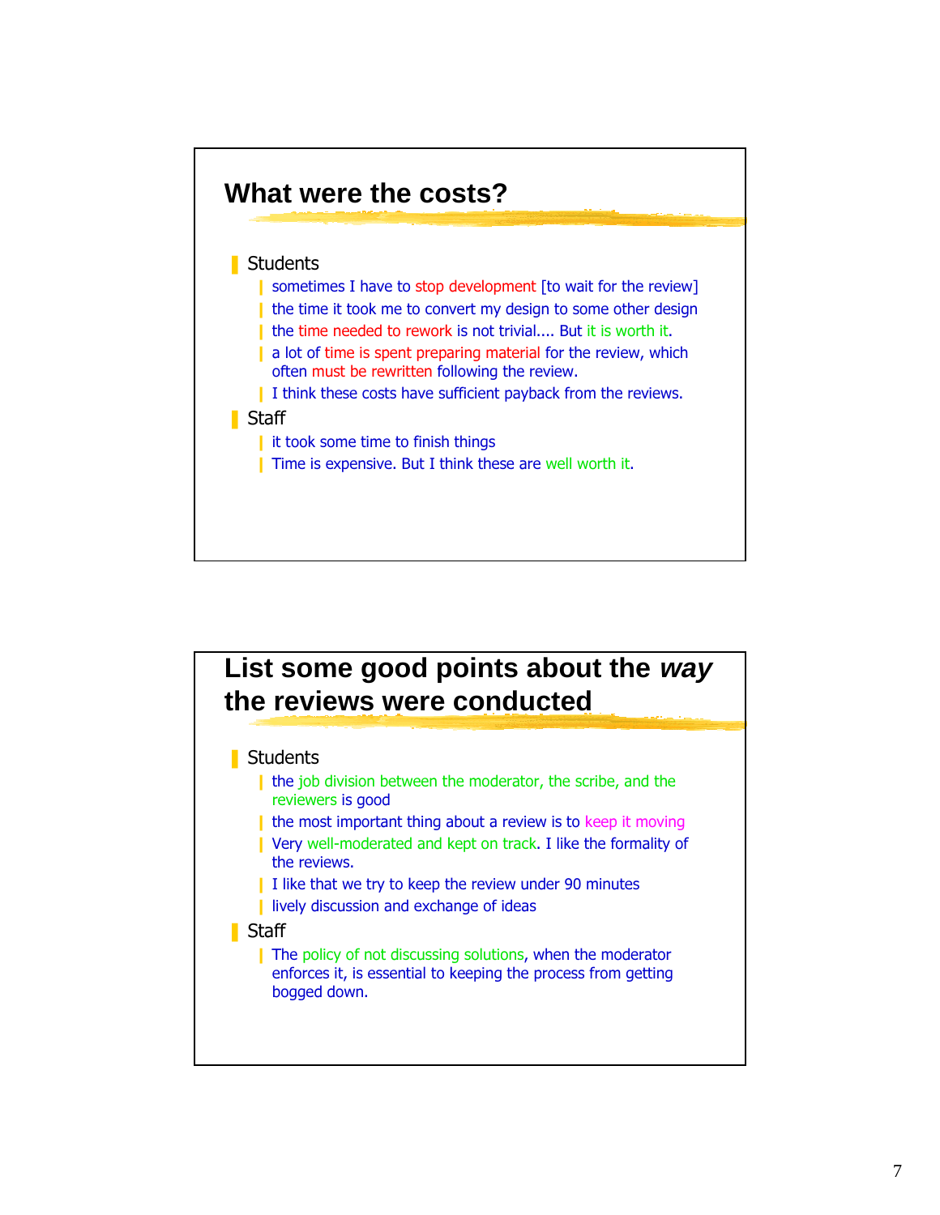## What were the costs?

- Students
  - sometimes I have to stop development [to wait for the review]
  - the time it took me to convert my design to some other design
  - the time needed to rework is not trivial.... But it is worth it.
  - a lot of time is spent preparing material for the review, which often must be rewritten following the review.
  - I think these costs have sufficient payback from the reviews.
- Staff
  - it took some time to finish things
  - Time is expensive. But I think these are well worth it.

## List some good points about the *way* the reviews were conducted

- Students
  - the job division between the moderator, the scribe, and the reviewers is good
  - the most important thing about a review is to keep it moving
  - Very well-moderated and kept on track. I like the formality of the reviews.
  - I like that we try to keep the review under 90 minutes
  - lively discussion and exchange of ideas
- Staff
  - The policy of not discussing solutions, when the moderator enforces it, is essential to keeping the process from getting bogged down.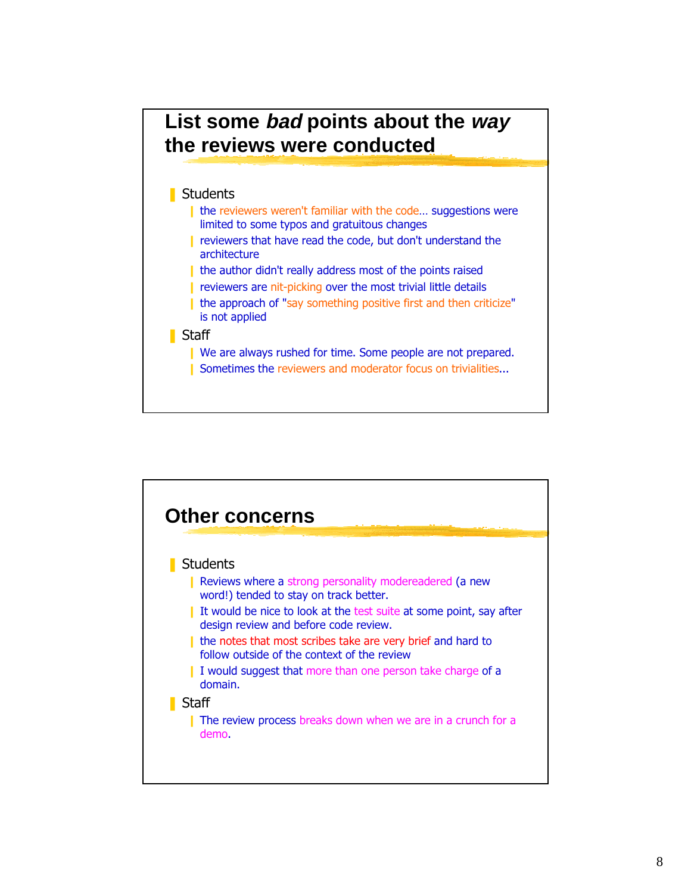## List some *bad* points about the *way* the reviews were conducted

- Students
  - the reviewers weren't familiar with the code… suggestions were limited to some typos and gratuitous changes
  - reviewers that have read the code, but don't understand the architecture
  - the author didn't really address most of the points raised
  - reviewers are nit-picking over the most trivial little details
  - the approach of "say something positive first and then criticize" is not applied
- Staff
  - We are always rushed for time. Some people are not prepared.
  - Sometimes the reviewers and moderator focus on trivialities...

## Other concerns

- Students
  - Reviews where a strong personality modereadered (a new word!) tended to stay on track better.
  - It would be nice to look at the test suite at some point, say after design review and before code review.
  - the notes that most scribes take are very brief and hard to follow outside of the context of the review
  - I would suggest that more than one person take charge of a domain.
- Staff
  - The review process breaks down when we are in a crunch for a demo.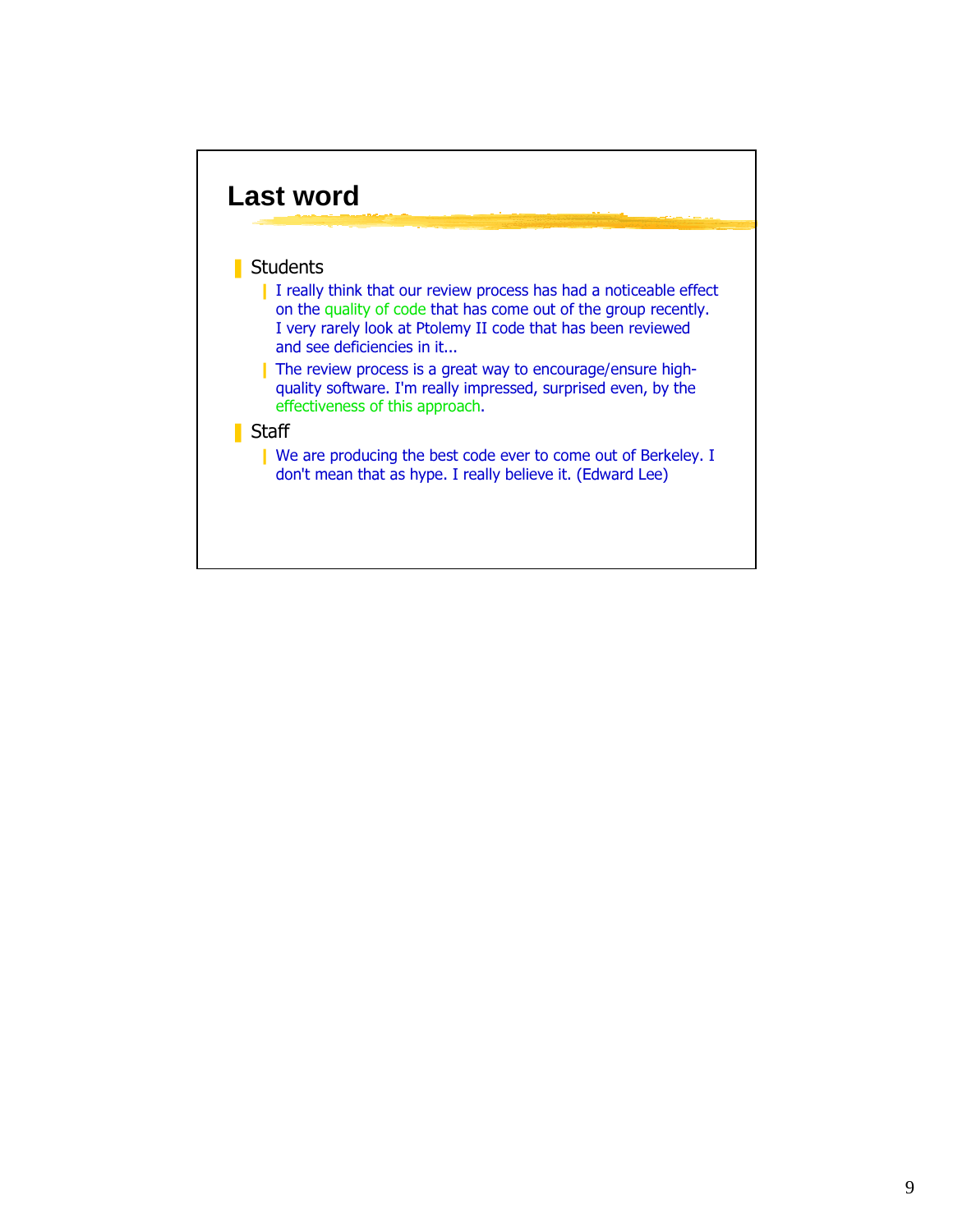## Last word

- Students
  - I really think that our review process has had a noticeable effect on the quality of code that has come out of the group recently. I very rarely look at Ptolemy II code that has been reviewed and see deficiencies in it...
  - The review process is a great way to encourage/ensure high-quality software. I'm really impressed, surprised even, by the effectiveness of this approach.
- Staff
  - We are producing the best code ever to come out of Berkeley. I don't mean that as hype. I really believe it. (Edward Lee)